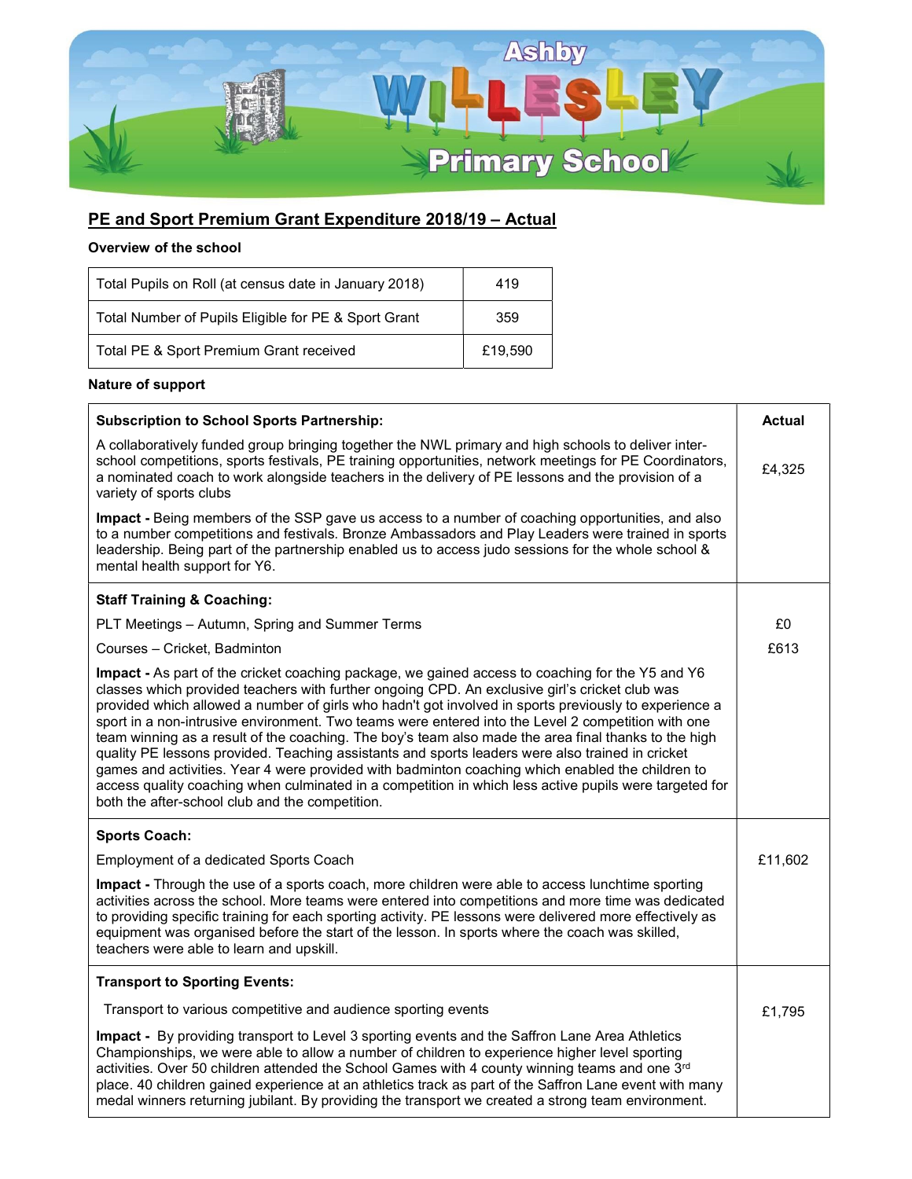Ashby Willesley Primary School

## PE and Sport Premium Grant Expenditure 2018/19 – Actual

**Overview of the school**

| | |
|---|---|
| Total Pupils on Roll (at census date in January 2018) | 419 |
| Total Number of Pupils Eligible for PE & Sport Grant | 359 |
| Total PE & Sport Premium Grant received | £19,590 |

**Nature of support**

| **Subscription to School Sports Partnership:** | **Actual** |
|---|---|
| A collaboratively funded group bringing together the NWL primary and high schools to deliver inter-school competitions, sports festivals, PE training opportunities, network meetings for PE Coordinators, a nominated coach to work alongside teachers in the delivery of PE lessons and the provision of a variety of sports clubs | £4,325 |
| **Impact -** Being members of the SSP gave us access to a number of coaching opportunities, and also to a number competitions and festivals. Bronze Ambassadors and Play Leaders were trained in sports leadership. Being part of the partnership enabled us to access judo sessions for the whole school & mental health support for Y6. | |
| **Staff Training & Coaching:** | |
| PLT Meetings – Autumn, Spring and Summer Terms | £0 |
| Courses – Cricket, Badminton | £613 |
| **Impact -** As part of the cricket coaching package, we gained access to coaching for the Y5 and Y6 classes which provided teachers with further ongoing CPD. An exclusive girl's cricket club was provided which allowed a number of girls who hadn't got involved in sports previously to experience a sport in a non-intrusive environment. Two teams were entered into the Level 2 competition with one team winning as a result of the coaching. The boy's team also made the area final thanks to the high quality PE lessons provided. Teaching assistants and sports leaders were also trained in cricket games and activities. Year 4 were provided with badminton coaching which enabled the children to access quality coaching when culminated in a competition in which less active pupils were targeted for both the after-school club and the competition. | |
| **Sports Coach:** | |
| Employment of a dedicated Sports Coach | £11,602 |
| **Impact -** Through the use of a sports coach, more children were able to access lunchtime sporting activities across the school. More teams were entered into competitions and more time was dedicated to providing specific training for each sporting activity. PE lessons were delivered more effectively as equipment was organised before the start of the lesson. In sports where the coach was skilled, teachers were able to learn and upskill. | |
| **Transport to Sporting Events:** | |
| Transport to various competitive and audience sporting events | £1,795 |
| **Impact -** By providing transport to Level 3 sporting events and the Saffron Lane Area Athletics Championships, we were able to allow a number of children to experience higher level sporting activities. Over 50 children attended the School Games with 4 county winning teams and one 3rd place. 40 children gained experience at an athletics track as part of the Saffron Lane event with many medal winners returning jubilant. By providing the transport we created a strong team environment. | |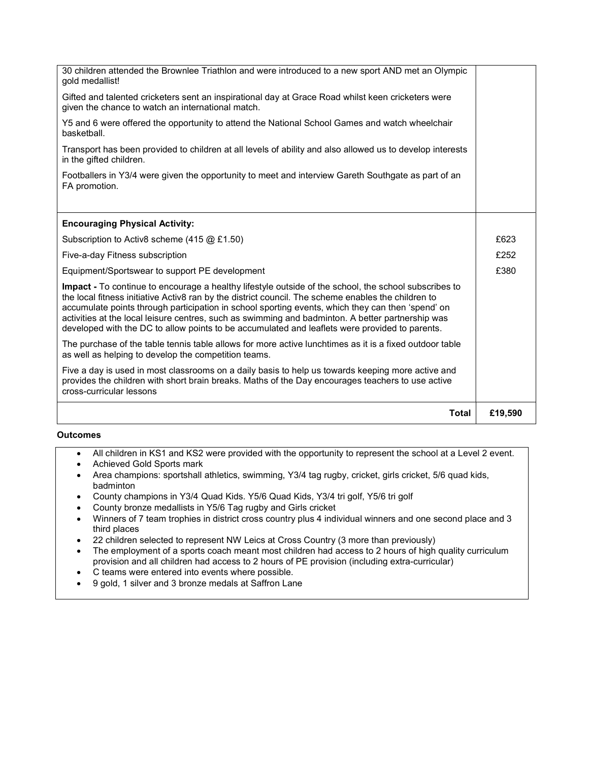| | |
|---|---|
| 30 children attended the Brownlee Triathlon and were introduced to a new sport AND met an Olympic gold medallist!<br><br>Gifted and talented cricketers sent an inspirational day at Grace Road whilst keen cricketers were given the chance to watch an international match.<br><br>Y5 and 6 were offered the opportunity to attend the National School Games and watch wheelchair basketball.<br><br>Transport has been provided to children at all levels of ability and also allowed us to develop interests in the gifted children.<br><br>Footballers in Y3/4 were given the opportunity to meet and interview Gareth Southgate as part of an FA promotion. | |
| **Encouraging Physical Activity:** | |
| Subscription to Activ8 scheme (415 @ £1.50) | £623 |
| Five-a-day Fitness subscription | £252 |
| Equipment/Sportswear to support PE development | £380 |
| **Impact -** To continue to encourage a healthy lifestyle outside of the school, the school subscribes to the local fitness initiative Activ8 ran by the district council. The scheme enables the children to accumulate points through participation in school sporting events, which they can then 'spend' on activities at the local leisure centres, such as swimming and badminton. A better partnership was developed with the DC to allow points to be accumulated and leaflets were provided to parents.<br><br>The purchase of the table tennis table allows for more active lunchtimes as it is a fixed outdoor table as well as helping to develop the competition teams.<br><br>Five a day is used in most classrooms on a daily basis to help us towards keeping more active and provides the children with short brain breaks. Maths of the Day encourages teachers to use active cross-curricular lessons | |
| **Total** | **£19,590** |

**Outcomes**

- All children in KS1 and KS2 were provided with the opportunity to represent the school at a Level 2 event.
- Achieved Gold Sports mark
- Area champions: sportshall athletics, swimming, Y3/4 tag rugby, cricket, girls cricket, 5/6 quad kids, badminton
- County champions in Y3/4 Quad Kids. Y5/6 Quad Kids, Y3/4 tri golf, Y5/6 tri golf
- County bronze medallists in Y5/6 Tag rugby and Girls cricket
- Winners of 7 team trophies in district cross country plus 4 individual winners and one second place and 3 third places
- 22 children selected to represent NW Leics at Cross Country (3 more than previously)
- The employment of a sports coach meant most children had access to 2 hours of high quality curriculum provision and all children had access to 2 hours of PE provision (including extra-curricular)
- C teams were entered into events where possible.
- 9 gold, 1 silver and 3 bronze medals at Saffron Lane